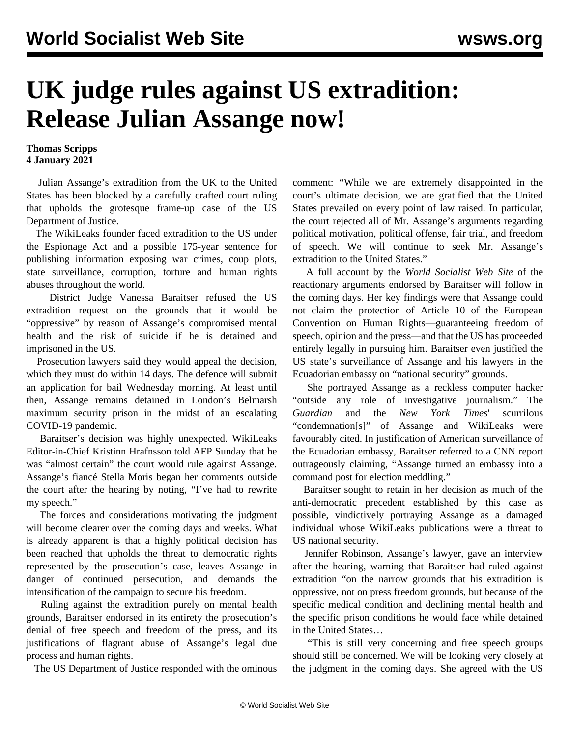# UK judge rules against US extradition: Release Julian Assange now!

**Thomas Scripps**
**4 January 2021**

Julian Assange's extradition from the UK to the United States has been blocked by a carefully crafted court ruling that upholds the grotesque frame-up case of the US Department of Justice.

The WikiLeaks founder faced extradition to the US under the Espionage Act and a possible 175-year sentence for publishing information exposing war crimes, coup plots, state surveillance, corruption, torture and human rights abuses throughout the world.

District Judge Vanessa Baraitser refused the US extradition request on the grounds that it would be "oppressive" by reason of Assange's compromised mental health and the risk of suicide if he is detained and imprisoned in the US.

Prosecution lawyers said they would appeal the decision, which they must do within 14 days. The defence will submit an application for bail Wednesday morning. At least until then, Assange remains detained in London's Belmarsh maximum security prison in the midst of an escalating COVID-19 pandemic.

Baraitser's decision was highly unexpected. WikiLeaks Editor-in-Chief Kristinn Hrafnsson told AFP Sunday that he was "almost certain" the court would rule against Assange. Assange's fiancé Stella Moris began her comments outside the court after the hearing by noting, "I've had to rewrite my speech."

The forces and considerations motivating the judgment will become clearer over the coming days and weeks. What is already apparent is that a highly political decision has been reached that upholds the threat to democratic rights represented by the prosecution's case, leaves Assange in danger of continued persecution, and demands the intensification of the campaign to secure his freedom.

Ruling against the extradition purely on mental health grounds, Baraitser endorsed in its entirety the prosecution's denial of free speech and freedom of the press, and its justifications of flagrant abuse of Assange's legal due process and human rights.

The US Department of Justice responded with the ominous comment: "While we are extremely disappointed in the court's ultimate decision, we are gratified that the United States prevailed on every point of law raised. In particular, the court rejected all of Mr. Assange's arguments regarding political motivation, political offense, fair trial, and freedom of speech. We will continue to seek Mr. Assange's extradition to the United States."

A full account by the *World Socialist Web Site* of the reactionary arguments endorsed by Baraitser will follow in the coming days. Her key findings were that Assange could not claim the protection of Article 10 of the European Convention on Human Rights—guaranteeing freedom of speech, opinion and the press—and that the US has proceeded entirely legally in pursuing him. Baraitser even justified the US state's surveillance of Assange and his lawyers in the Ecuadorian embassy on "national security" grounds.

She portrayed Assange as a reckless computer hacker "outside any role of investigative journalism." The *Guardian* and the *New York Times*' scurrilous "condemnation[s]" of Assange and WikiLeaks were favourably cited. In justification of American surveillance of the Ecuadorian embassy, Baraitser referred to a CNN report outrageously claiming, "Assange turned an embassy into a command post for election meddling."

Baraitser sought to retain in her decision as much of the anti-democratic precedent established by this case as possible, vindictively portraying Assange as a damaged individual whose WikiLeaks publications were a threat to US national security.

Jennifer Robinson, Assange's lawyer, gave an interview after the hearing, warning that Baraitser had ruled against extradition "on the narrow grounds that his extradition is oppressive, not on press freedom grounds, but because of the specific medical condition and declining mental health and the specific prison conditions he would face while detained in the United States…

"This is still very concerning and free speech groups should still be concerned. We will be looking very closely at the judgment in the coming days. She agreed with the US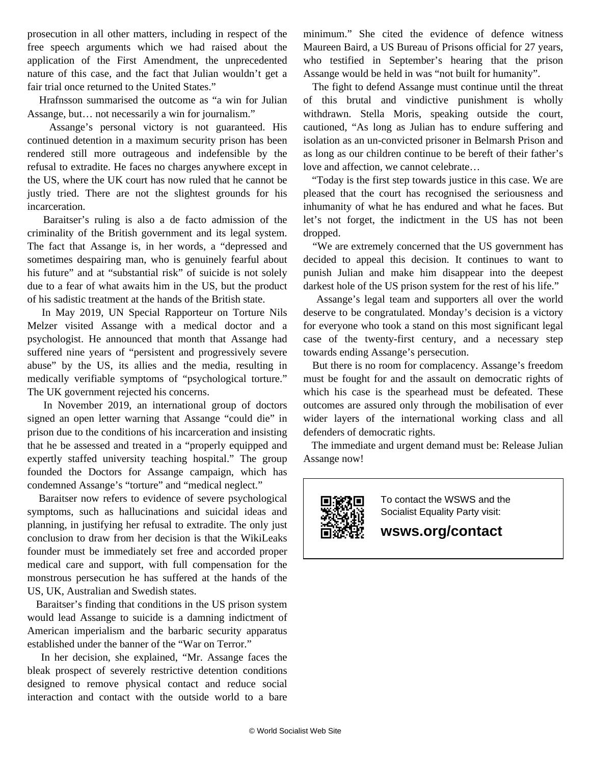prosecution in all other matters, including in respect of the free speech arguments which we had raised about the application of the First Amendment, the unprecedented nature of this case, and the fact that Julian wouldn't get a fair trial once returned to the United States."

Hrafnsson summarised the outcome as "a win for Julian Assange, but… not necessarily a win for journalism."

Assange's personal victory is not guaranteed. His continued detention in a maximum security prison has been rendered still more outrageous and indefensible by the refusal to extradite. He faces no charges anywhere except in the US, where the UK court has now ruled that he cannot be justly tried. There are not the slightest grounds for his incarceration.

Baraitser's ruling is also a de facto admission of the criminality of the British government and its legal system. The fact that Assange is, in her words, a "depressed and sometimes despairing man, who is genuinely fearful about his future" and at "substantial risk" of suicide is not solely due to a fear of what awaits him in the US, but the product of his sadistic treatment at the hands of the British state.

In May 2019, UN Special Rapporteur on Torture Nils Melzer visited Assange with a medical doctor and a psychologist. He announced that month that Assange had suffered nine years of "persistent and progressively severe abuse" by the US, its allies and the media, resulting in medically verifiable symptoms of "psychological torture." The UK government rejected his concerns.

In November 2019, an international group of doctors signed an open letter warning that Assange "could die" in prison due to the conditions of his incarceration and insisting that he be assessed and treated in a "properly equipped and expertly staffed university teaching hospital." The group founded the Doctors for Assange campaign, which has condemned Assange's "torture" and "medical neglect."

Baraitser now refers to evidence of severe psychological symptoms, such as hallucinations and suicidal ideas and planning, in justifying her refusal to extradite. The only just conclusion to draw from her decision is that the WikiLeaks founder must be immediately set free and accorded proper medical care and support, with full compensation for the monstrous persecution he has suffered at the hands of the US, UK, Australian and Swedish states.

Baraitser's finding that conditions in the US prison system would lead Assange to suicide is a damning indictment of American imperialism and the barbaric security apparatus established under the banner of the "War on Terror."

In her decision, she explained, "Mr. Assange faces the bleak prospect of severely restrictive detention conditions designed to remove physical contact and reduce social interaction and contact with the outside world to a bare minimum." She cited the evidence of defence witness Maureen Baird, a US Bureau of Prisons official for 27 years, who testified in September's hearing that the prison Assange would be held in was "not built for humanity".

The fight to defend Assange must continue until the threat of this brutal and vindictive punishment is wholly withdrawn. Stella Moris, speaking outside the court, cautioned, "As long as Julian has to endure suffering and isolation as an un-convicted prisoner in Belmarsh Prison and as long as our children continue to be bereft of their father's love and affection, we cannot celebrate…

"Today is the first step towards justice in this case. We are pleased that the court has recognised the seriousness and inhumanity of what he has endured and what he faces. But let's not forget, the indictment in the US has not been dropped.

"We are extremely concerned that the US government has decided to appeal this decision. It continues to want to punish Julian and make him disappear into the deepest darkest hole of the US prison system for the rest of his life."

Assange's legal team and supporters all over the world deserve to be congratulated. Monday's decision is a victory for everyone who took a stand on this most significant legal case of the twenty-first century, and a necessary step towards ending Assange's persecution.

But there is no room for complacency. Assange's freedom must be fought for and the assault on democratic rights of which his case is the spearhead must be defeated. These outcomes are assured only through the mobilisation of ever wider layers of the international working class and all defenders of democratic rights.

The immediate and urgent demand must be: Release Julian Assange now!

To contact the WSWS and the Socialist Equality Party visit:

**wsws.org/contact**